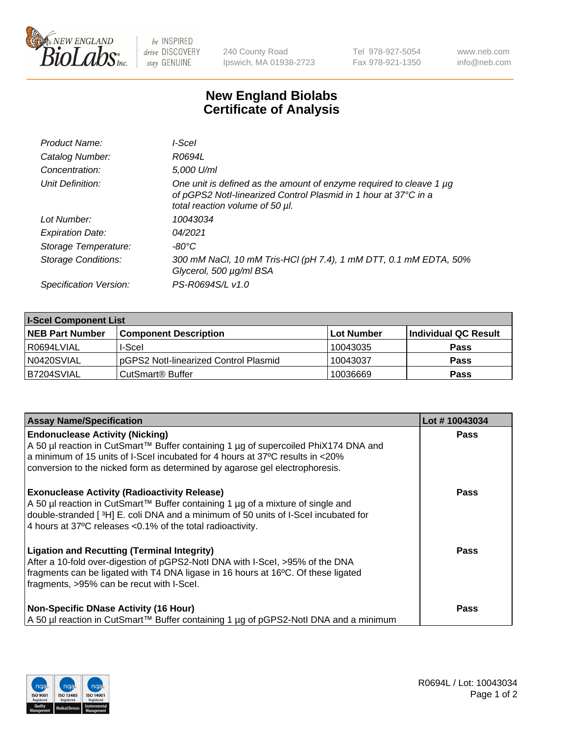# New England Biolabs Certificate of Analysis

| | |
|---|---|
| *Product Name:* | *I-SceI* |
| *Catalog Number:* | *R0694L* |
| *Concentration:* | *5,000 U/ml* |
| *Unit Definition:* | *One unit is defined as the amount of enzyme required to cleave 1 µg of pGPS2 NotI-linearized Control Plasmid in 1 hour at 37°C in a total reaction volume of 50 µl.* |
| *Lot Number:* | *10043034* |
| *Expiration Date:* | *04/2021* |
| *Storage Temperature:* | *-80°C* |
| *Storage Conditions:* | *300 mM NaCl, 10 mM Tris-HCl (pH 7.4), 1 mM DTT, 0.1 mM EDTA, 50% Glycerol, 500 µg/ml BSA* |
| *Specification Version:* | *PS-R0694S/L v1.0* |

**I-SceI Component List**

| NEB Part Number | Component Description | Lot Number | Individual QC Result |
|---|---|---|---|
| R0694LVIAL | I-SceI | 10043035 | Pass |
| N0420SVIAL | pGPS2 NotI-linearized Control Plasmid | 10043037 | Pass |
| B7204SVIAL | CutSmart® Buffer | 10036669 | Pass |

| Assay Name/Specification | Lot # 10043034 |
|---|---|
| **Endonuclease Activity (Nicking)**<br>A 50 µl reaction in CutSmart™ Buffer containing 1 µg of supercoiled PhiX174 DNA and a minimum of 15 units of I-SceI incubated for 4 hours at 37ºC results in <20% conversion to the nicked form as determined by agarose gel electrophoresis. | Pass |
| **Exonuclease Activity (Radioactivity Release)**<br>A 50 µl reaction in CutSmart™ Buffer containing 1 µg of a mixture of single and double-stranded [ $^{3}$H] E. coli DNA and a minimum of 50 units of I-SceI incubated for 4 hours at 37ºC releases <0.1% of the total radioactivity. | Pass |
| **Ligation and Recutting (Terminal Integrity)**<br>After a 10-fold over-digestion of pGPS2-NotI DNA with I-SceI, >95% of the DNA fragments can be ligated with T4 DNA ligase in 16 hours at 16ºC. Of these ligated fragments, >95% can be recut with I-SceI. | Pass |
| **Non-Specific DNase Activity (16 Hour)**<br>A 50 µl reaction in CutSmart™ Buffer containing 1 µg of pGPS2-NotI DNA and a minimum | Pass |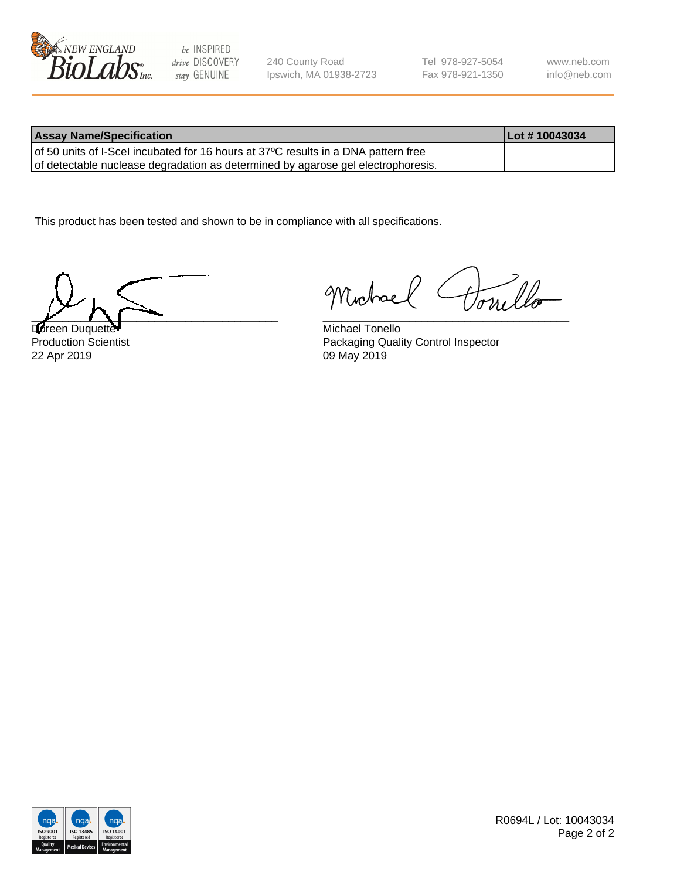New England BioLabs Inc. — be INSPIRED drive DISCOVERY stay GENUINE

240 County Road
Ipswich, MA 01938-2723

Tel 978-927-5054
Fax 978-921-1350

www.neb.com
info@neb.com

| Assay Name/Specification | Lot # 10043034 |
| --- | --- |
| of 50 units of I-SceI incubated for 16 hours at 37ºC results in a DNA pattern free of detectable nuclease degradation as determined by agarose gel electrophoresis. | |

This product has been tested and shown to be in compliance with all specifications.

Doreen Duquette
Production Scientist
22 Apr 2019

Michael Tonello
Packaging Quality Control Inspector
09 May 2019

ISO 9001 Registered Quality Management | ISO 13485 Registered Medical Devices | ISO 14001 Registered Environmental Management

R0694L / Lot: 10043034